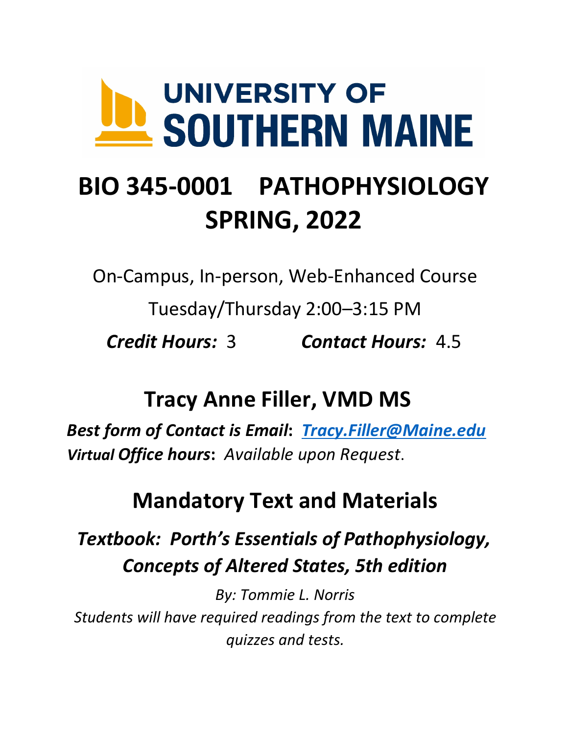UNIVERSITY OF SOUTHERN MAINE

# BIO 345-0001 PATHOPHYSIOLOGY SPRING, 2022

On-Campus, In-person, Web-Enhanced Course

Tuesday/Thursday 2:00–3:15 PM

***Credit Hours:*** 3 ***Contact Hours:*** 4.5

## Tracy Anne Filler, VMD MS

***Best form of Contact is Email*: *Tracy.Filler@Maine.edu***

***Virtual Office hours*:** *Available upon Request.*

## Mandatory Text and Materials

***Textbook: Porth's Essentials of Pathophysiology, Concepts of Altered States, 5th edition***

*By: Tommie L. Norris*

*Students will have required readings from the text to complete quizzes and tests.*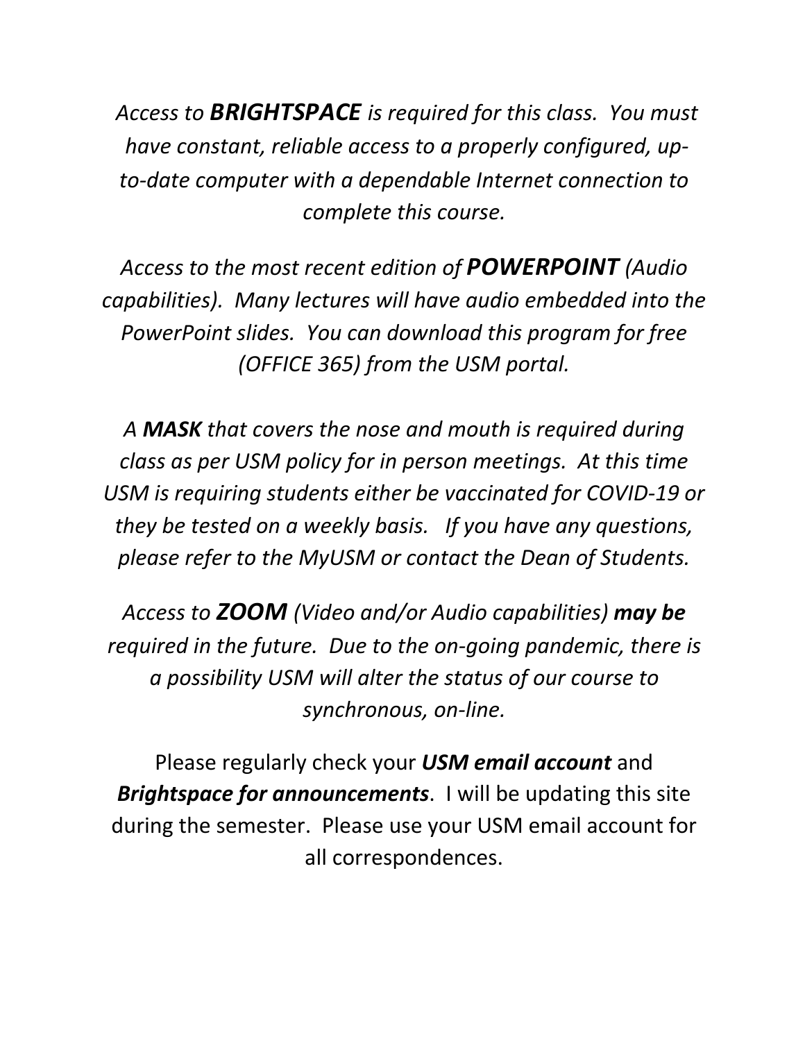*Access to **BRIGHTSPACE** is required for this class. You must have constant, reliable access to a properly configured, up-to-date computer with a dependable Internet connection to complete this course.*

*Access to the most recent edition of **POWERPOINT** (Audio capabilities). Many lectures will have audio embedded into the PowerPoint slides. You can download this program for free (OFFICE 365) from the USM portal.*

*A **MASK** that covers the nose and mouth is required during class as per USM policy for in person meetings. At this time USM is requiring students either be vaccinated for COVID-19 or they be tested on a weekly basis. If you have any questions, please refer to the MyUSM or contact the Dean of Students.*

*Access to **ZOOM** (Video and/or Audio capabilities) **may be** required in the future. Due to the on-going pandemic, there is a possibility USM will alter the status of our course to synchronous, on-line.*

Please regularly check your ***USM email account*** and ***Brightspace for announcements***. I will be updating this site during the semester. Please use your USM email account for all correspondences.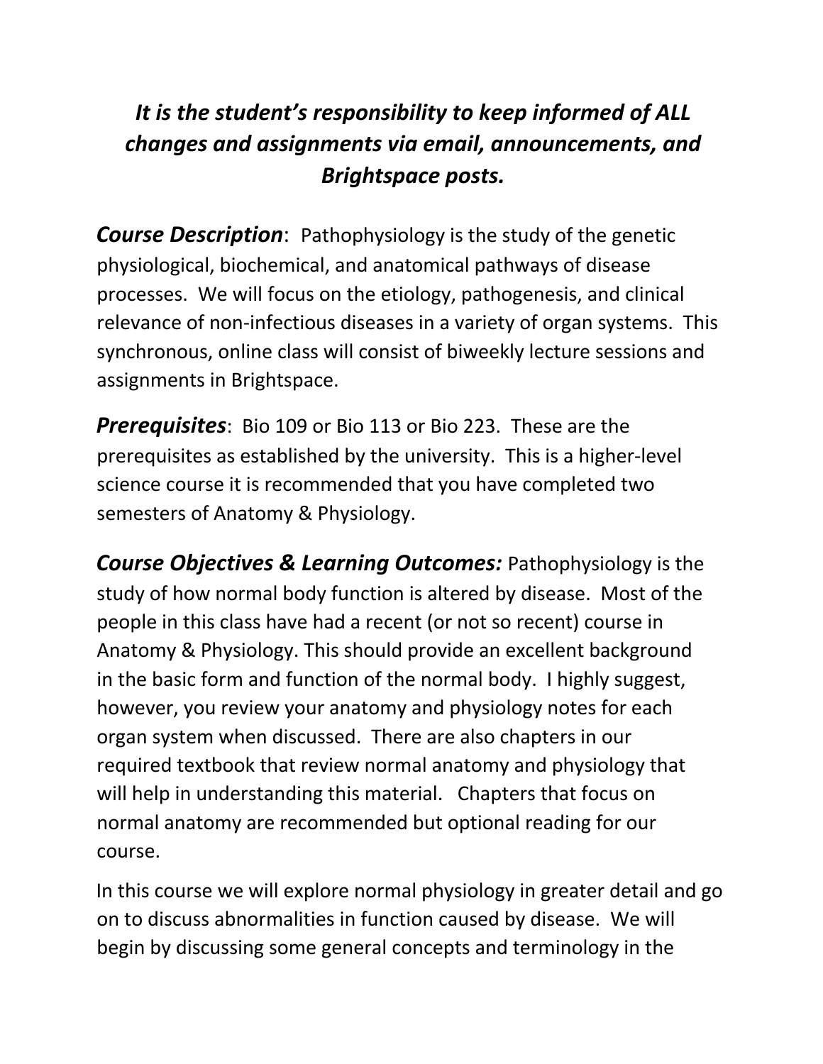***It is the student's responsibility to keep informed of ALL changes and assignments via email, announcements, and Brightspace posts.***

***Course Description***: Pathophysiology is the study of the genetic physiological, biochemical, and anatomical pathways of disease processes. We will focus on the etiology, pathogenesis, and clinical relevance of non-infectious diseases in a variety of organ systems. This synchronous, online class will consist of biweekly lecture sessions and assignments in Brightspace.

***Prerequisites***: Bio 109 or Bio 113 or Bio 223. These are the prerequisites as established by the university. This is a higher-level science course it is recommended that you have completed two semesters of Anatomy & Physiology.

***Course Objectives & Learning Outcomes:*** Pathophysiology is the study of how normal body function is altered by disease. Most of the people in this class have had a recent (or not so recent) course in Anatomy & Physiology. This should provide an excellent background in the basic form and function of the normal body. I highly suggest, however, you review your anatomy and physiology notes for each organ system when discussed. There are also chapters in our required textbook that review normal anatomy and physiology that will help in understanding this material. Chapters that focus on normal anatomy are recommended but optional reading for our course.

In this course we will explore normal physiology in greater detail and go on to discuss abnormalities in function caused by disease. We will begin by discussing some general concepts and terminology in the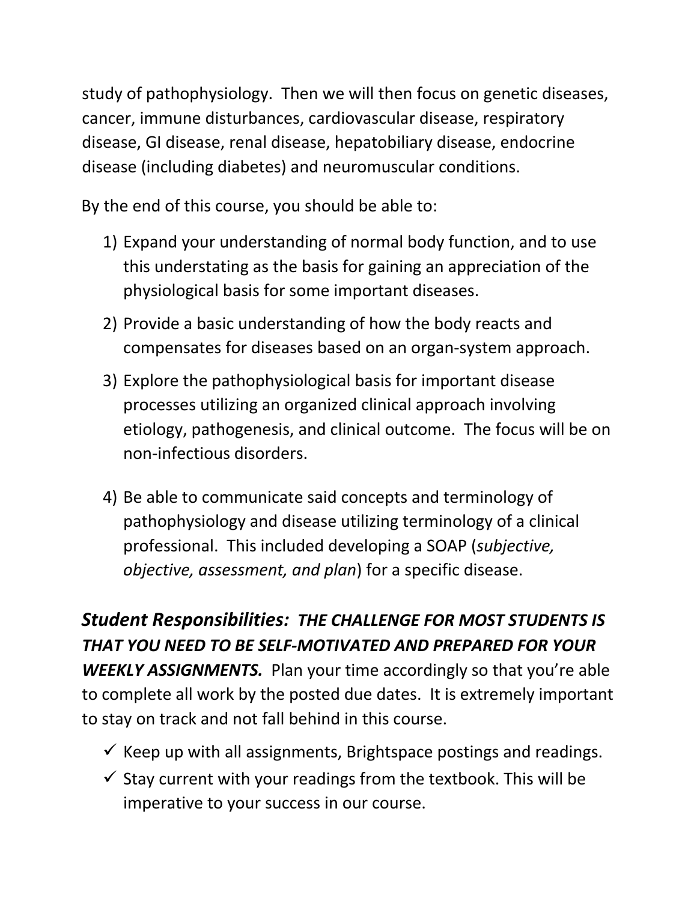study of pathophysiology. Then we will then focus on genetic diseases, cancer, immune disturbances, cardiovascular disease, respiratory disease, GI disease, renal disease, hepatobiliary disease, endocrine disease (including diabetes) and neuromuscular conditions.

By the end of this course, you should be able to:

1) Expand your understanding of normal body function, and to use this understating as the basis for gaining an appreciation of the physiological basis for some important diseases.
2) Provide a basic understanding of how the body reacts and compensates for diseases based on an organ-system approach.
3) Explore the pathophysiological basis for important disease processes utilizing an organized clinical approach involving etiology, pathogenesis, and clinical outcome. The focus will be on non-infectious disorders.
4) Be able to communicate said concepts and terminology of pathophysiology and disease utilizing terminology of a clinical professional. This included developing a SOAP (*subjective, objective, assessment, and plan*) for a specific disease.

***Student Responsibilities:* *THE CHALLENGE FOR MOST STUDENTS IS THAT YOU NEED TO BE SELF-MOTIVATED AND PREPARED FOR YOUR WEEKLY ASSIGNMENTS.*** Plan your time accordingly so that you're able to complete all work by the posted due dates. It is extremely important to stay on track and not fall behind in this course.

- ✓ Keep up with all assignments, Brightspace postings and readings.
- ✓ Stay current with your readings from the textbook. This will be imperative to your success in our course.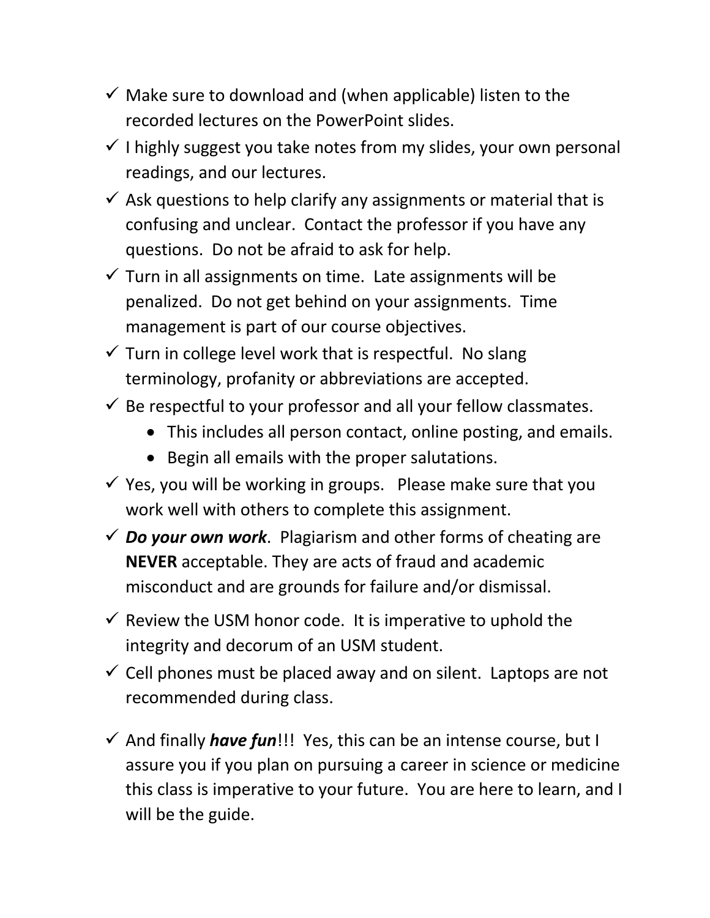- ✓ Make sure to download and (when applicable) listen to the recorded lectures on the PowerPoint slides.
- ✓ I highly suggest you take notes from my slides, your own personal readings, and our lectures.
- ✓ Ask questions to help clarify any assignments or material that is confusing and unclear. Contact the professor if you have any questions. Do not be afraid to ask for help.
- ✓ Turn in all assignments on time. Late assignments will be penalized. Do not get behind on your assignments. Time management is part of our course objectives.
- ✓ Turn in college level work that is respectful. No slang terminology, profanity or abbreviations are accepted.
- ✓ Be respectful to your professor and all your fellow classmates.
  - This includes all person contact, online posting, and emails.
  - Begin all emails with the proper salutations.
- ✓ Yes, you will be working in groups. Please make sure that you work well with others to complete this assignment.
- ✓ ***Do your own work***. Plagiarism and other forms of cheating are **NEVER** acceptable. They are acts of fraud and academic misconduct and are grounds for failure and/or dismissal.
- ✓ Review the USM honor code. It is imperative to uphold the integrity and decorum of an USM student.
- ✓ Cell phones must be placed away and on silent. Laptops are not recommended during class.
- ✓ And finally ***have fun***!!! Yes, this can be an intense course, but I assure you if you plan on pursuing a career in science or medicine this class is imperative to your future. You are here to learn, and I will be the guide.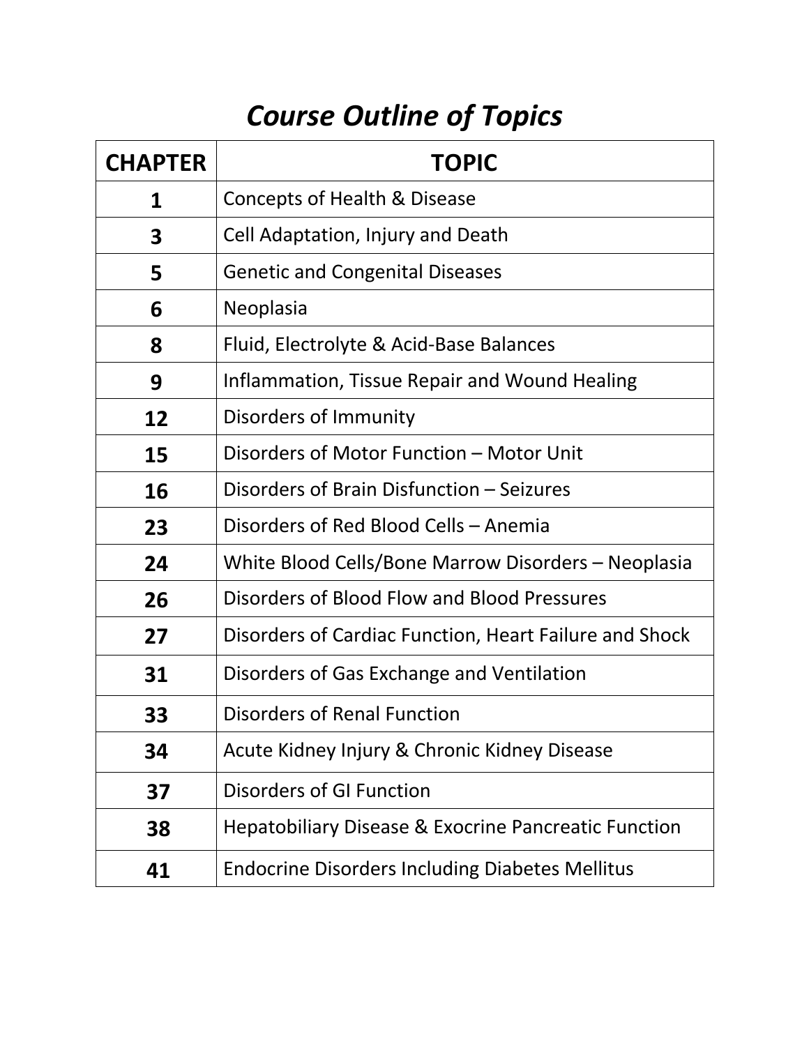# *Course Outline of Topics*

| CHAPTER | TOPIC |
|---|---|
| 1 | Concepts of Health & Disease |
| 3 | Cell Adaptation, Injury and Death |
| 5 | Genetic and Congenital Diseases |
| 6 | Neoplasia |
| 8 | Fluid, Electrolyte & Acid-Base Balances |
| 9 | Inflammation, Tissue Repair and Wound Healing |
| 12 | Disorders of Immunity |
| 15 | Disorders of Motor Function – Motor Unit |
| 16 | Disorders of Brain Disfunction – Seizures |
| 23 | Disorders of Red Blood Cells – Anemia |
| 24 | White Blood Cells/Bone Marrow Disorders – Neoplasia |
| 26 | Disorders of Blood Flow and Blood Pressures |
| 27 | Disorders of Cardiac Function, Heart Failure and Shock |
| 31 | Disorders of Gas Exchange and Ventilation |
| 33 | Disorders of Renal Function |
| 34 | Acute Kidney Injury & Chronic Kidney Disease |
| 37 | Disorders of GI Function |
| 38 | Hepatobiliary Disease & Exocrine Pancreatic Function |
| 41 | Endocrine Disorders Including Diabetes Mellitus |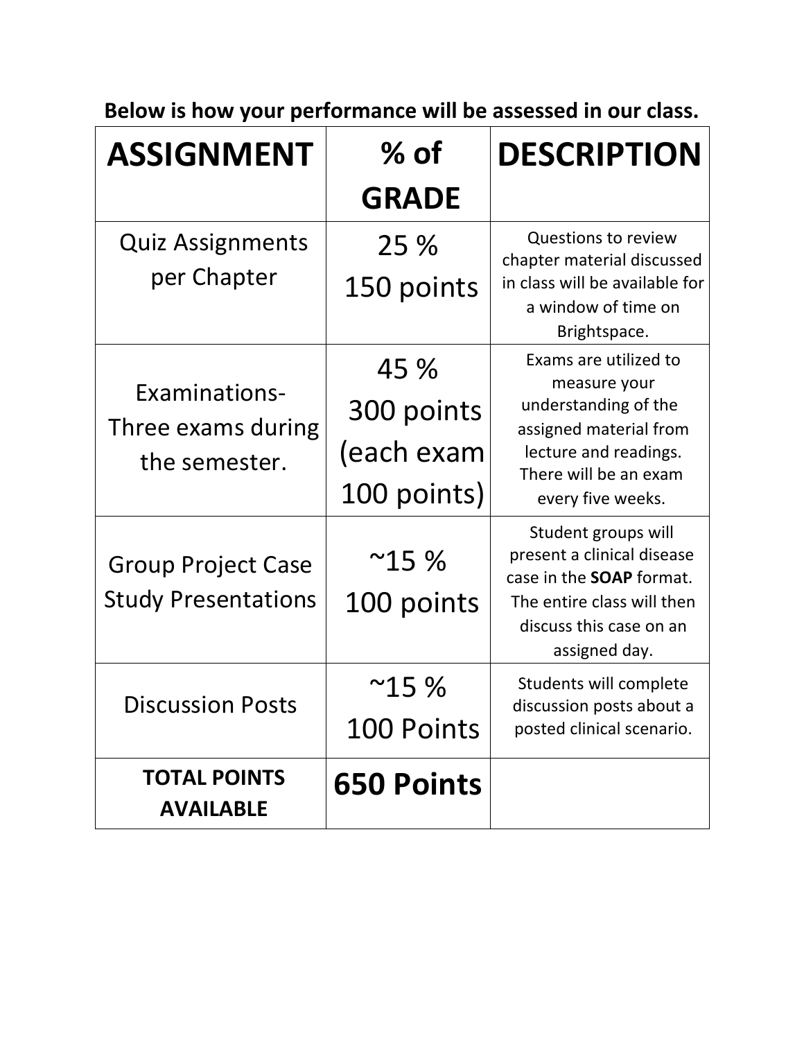**Below is how your performance will be assessed in our class.**

| ASSIGNMENT | % of GRADE | DESCRIPTION |
| --- | --- | --- |
| Quiz Assignments per Chapter | 25 % 150 points | Questions to review chapter material discussed in class will be available for a window of time on Brightspace. |
| Examinations- Three exams during the semester. | 45 % 300 points (each exam 100 points) | Exams are utilized to measure your understanding of the assigned material from lecture and readings. There will be an exam every five weeks. |
| Group Project Case Study Presentations | ~15 % 100 points | Student groups will present a clinical disease case in the **SOAP** format. The entire class will then discuss this case on an assigned day. |
| Discussion Posts | ~15 % 100 Points | Students will complete discussion posts about a posted clinical scenario. |
| **TOTAL POINTS AVAILABLE** | **650 Points** | |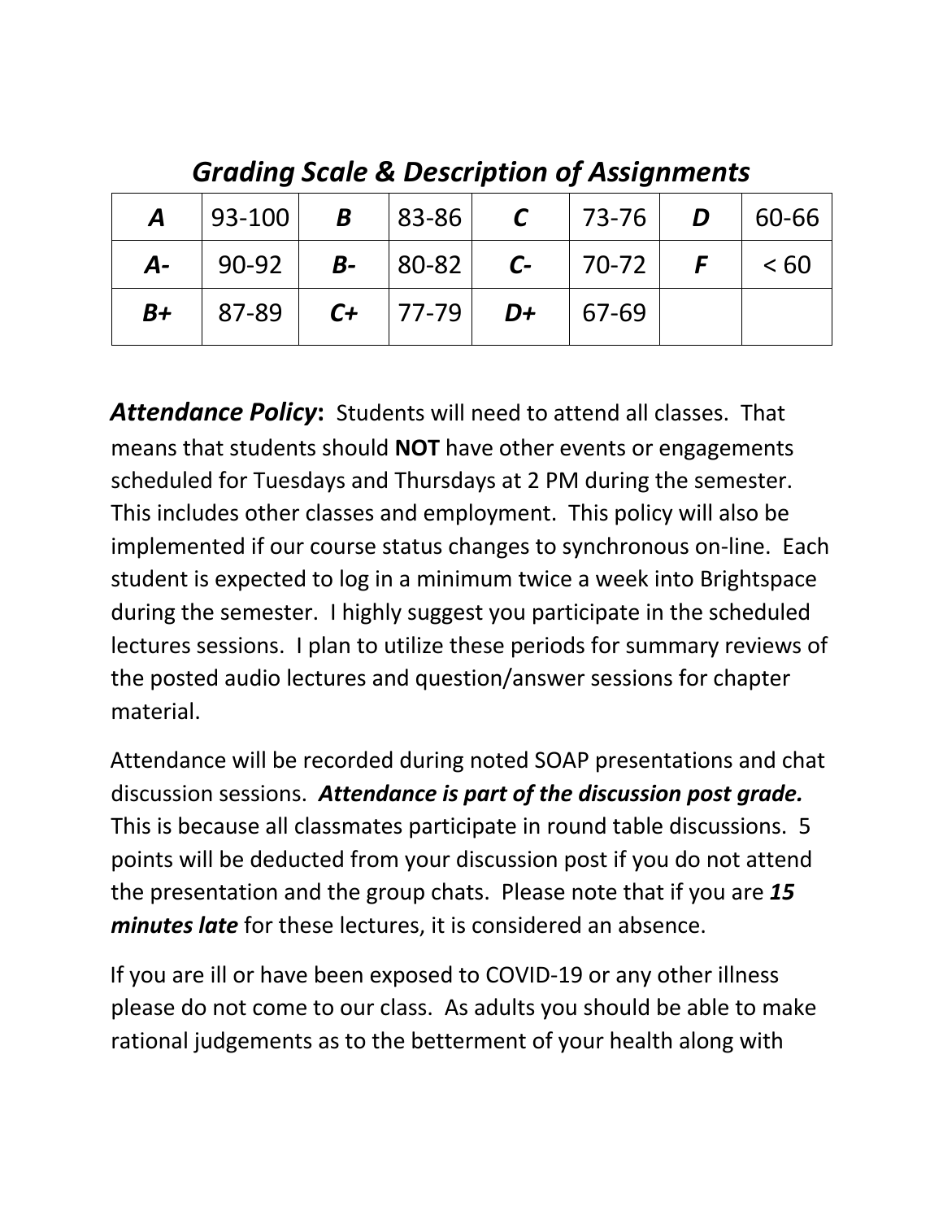## *Grading Scale & Description of Assignments*

| ***A*** | 93-100 | ***B*** | 83-86 | ***C*** | 73-76 | ***D*** | 60-66 |
|---|---|---|---|---|---|---|---|
| ***A-*** | 90-92 | ***B-*** | 80-82 | ***C-*** | 70-72 | ***F*** | < 60 |
| ***B+*** | 87-89 | ***C+*** | 77-79 | ***D+*** | 67-69 | | |

***Attendance Policy*:** Students will need to attend all classes. That means that students should **NOT** have other events or engagements scheduled for Tuesdays and Thursdays at 2 PM during the semester. This includes other classes and employment. This policy will also be implemented if our course status changes to synchronous on-line. Each student is expected to log in a minimum twice a week into Brightspace during the semester. I highly suggest you participate in the scheduled lectures sessions. I plan to utilize these periods for summary reviews of the posted audio lectures and question/answer sessions for chapter material.

Attendance will be recorded during noted SOAP presentations and chat discussion sessions. ***Attendance is part of the discussion post grade.*** This is because all classmates participate in round table discussions. 5 points will be deducted from your discussion post if you do not attend the presentation and the group chats. Please note that if you are ***15 minutes late*** for these lectures, it is considered an absence.

If you are ill or have been exposed to COVID-19 or any other illness please do not come to our class. As adults you should be able to make rational judgements as to the betterment of your health along with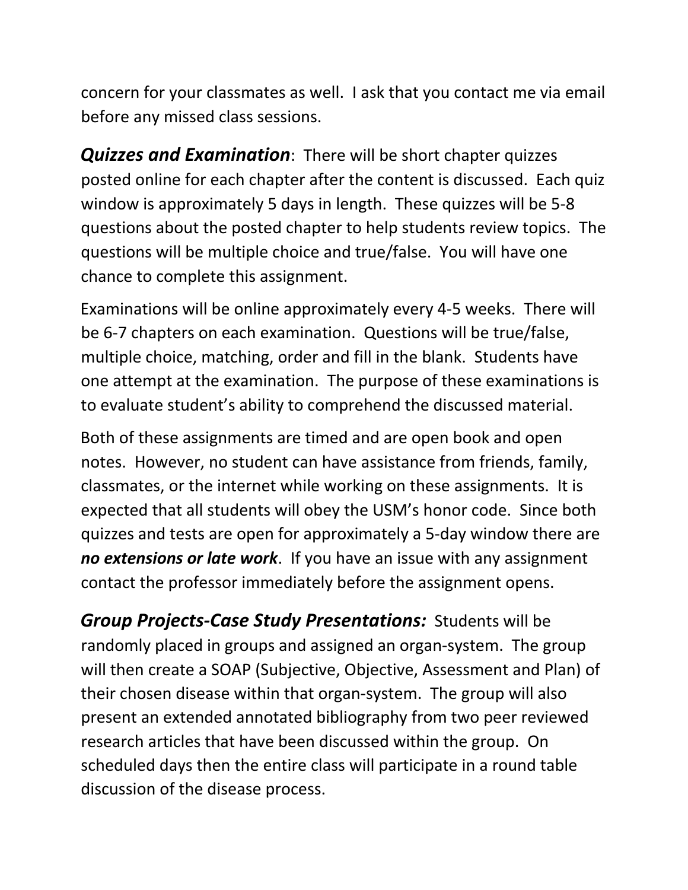concern for your classmates as well. I ask that you contact me via email before any missed class sessions.

***Quizzes and Examination***: There will be short chapter quizzes posted online for each chapter after the content is discussed. Each quiz window is approximately 5 days in length. These quizzes will be 5-8 questions about the posted chapter to help students review topics. The questions will be multiple choice and true/false. You will have one chance to complete this assignment.

Examinations will be online approximately every 4-5 weeks. There will be 6-7 chapters on each examination. Questions will be true/false, multiple choice, matching, order and fill in the blank. Students have one attempt at the examination. The purpose of these examinations is to evaluate student's ability to comprehend the discussed material.

Both of these assignments are timed and are open book and open notes. However, no student can have assistance from friends, family, classmates, or the internet while working on these assignments. It is expected that all students will obey the USM's honor code. Since both quizzes and tests are open for approximately a 5-day window there are ***no extensions or late work***. If you have an issue with any assignment contact the professor immediately before the assignment opens.

***Group Projects-Case Study Presentations:*** Students will be randomly placed in groups and assigned an organ-system. The group will then create a SOAP (Subjective, Objective, Assessment and Plan) of their chosen disease within that organ-system. The group will also present an extended annotated bibliography from two peer reviewed research articles that have been discussed within the group. On scheduled days then the entire class will participate in a round table discussion of the disease process.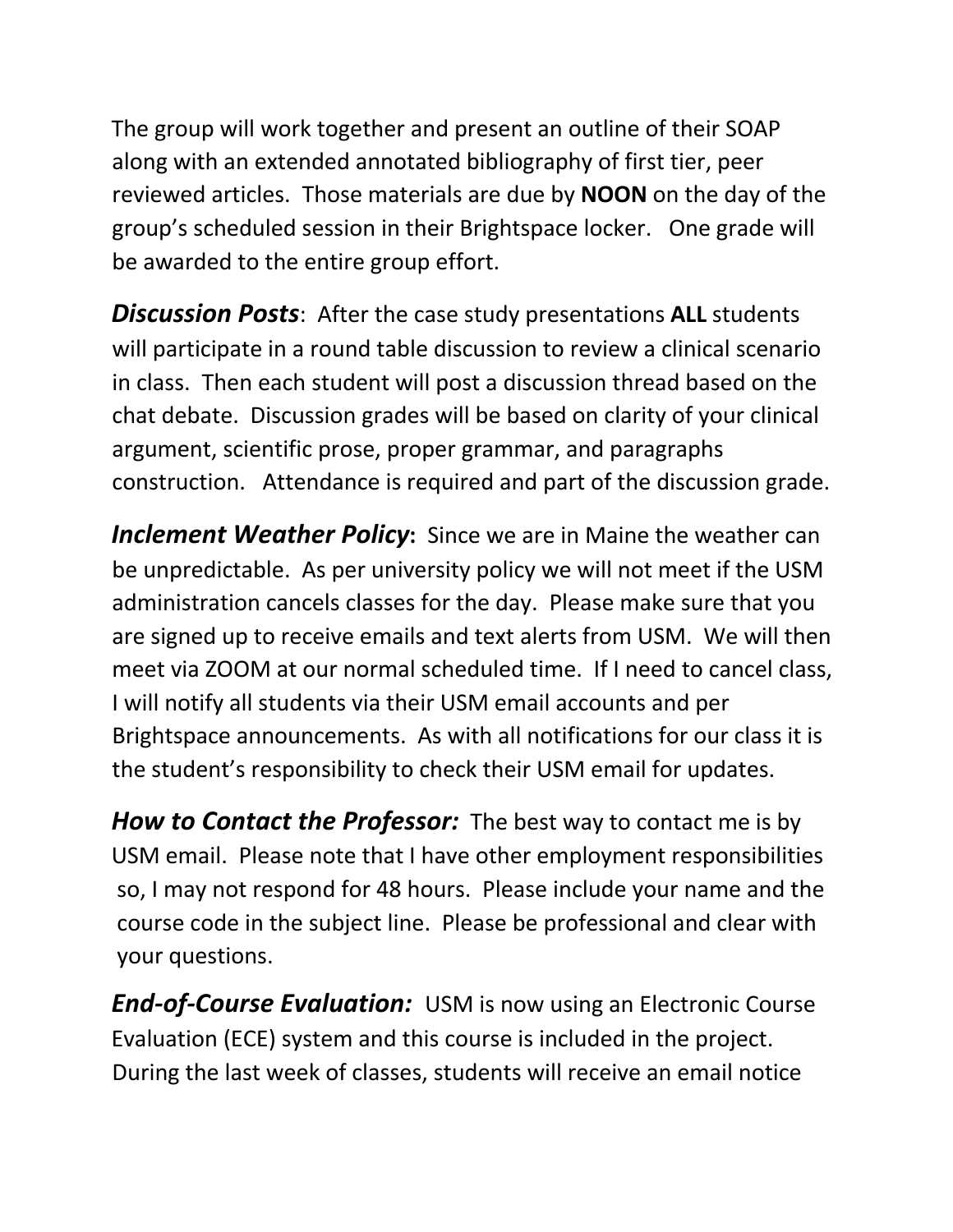The group will work together and present an outline of their SOAP along with an extended annotated bibliography of first tier, peer reviewed articles. Those materials are due by **NOON** on the day of the group's scheduled session in their Brightspace locker. One grade will be awarded to the entire group effort.

***Discussion Posts***: After the case study presentations **ALL** students will participate in a round table discussion to review a clinical scenario in class. Then each student will post a discussion thread based on the chat debate. Discussion grades will be based on clarity of your clinical argument, scientific prose, proper grammar, and paragraphs construction. Attendance is required and part of the discussion grade.

***Inclement Weather Policy*****:** Since we are in Maine the weather can be unpredictable. As per university policy we will not meet if the USM administration cancels classes for the day. Please make sure that you are signed up to receive emails and text alerts from USM. We will then meet via ZOOM at our normal scheduled time. If I need to cancel class, I will notify all students via their USM email accounts and per Brightspace announcements. As with all notifications for our class it is the student's responsibility to check their USM email for updates.

***How to Contact the Professor:*** The best way to contact me is by USM email. Please note that I have other employment responsibilities so, I may not respond for 48 hours. Please include your name and the course code in the subject line. Please be professional and clear with your questions.

***End-of-Course Evaluation:*** USM is now using an Electronic Course Evaluation (ECE) system and this course is included in the project. During the last week of classes, students will receive an email notice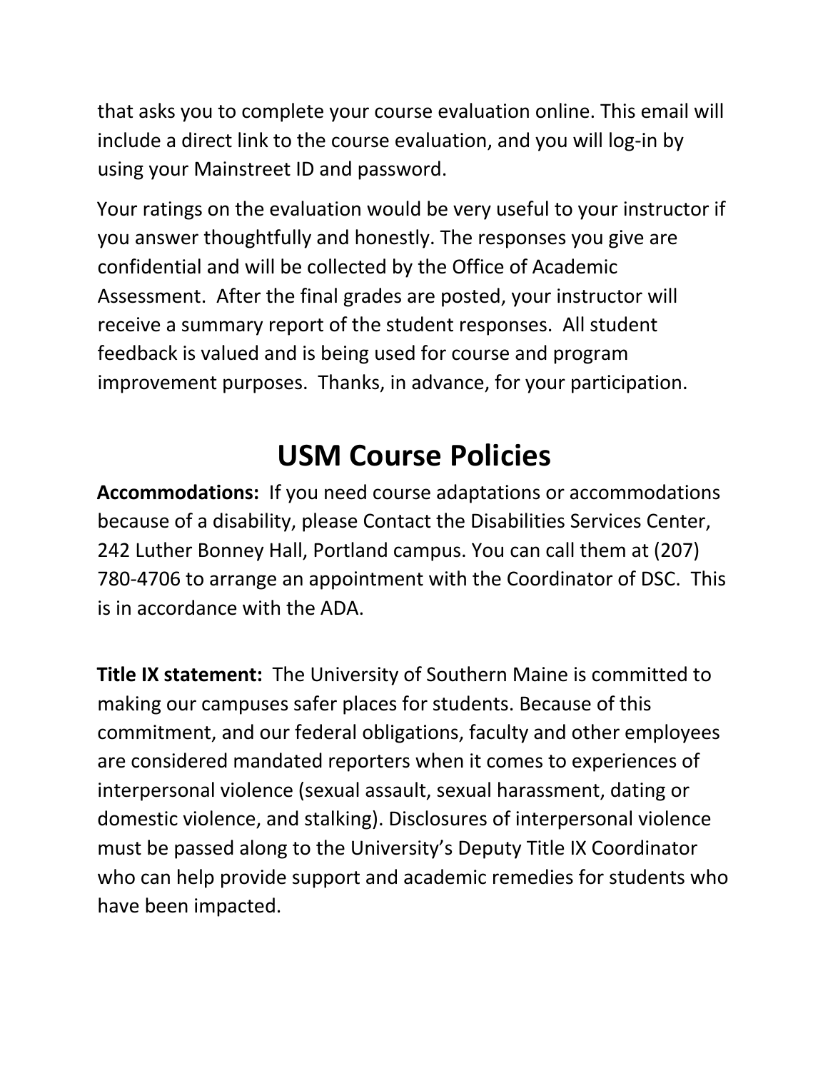that asks you to complete your course evaluation online. This email will include a direct link to the course evaluation, and you will log-in by using your Mainstreet ID and password.

Your ratings on the evaluation would be very useful to your instructor if you answer thoughtfully and honestly. The responses you give are confidential and will be collected by the Office of Academic Assessment.  After the final grades are posted, your instructor will receive a summary report of the student responses.  All student feedback is valued and is being used for course and program improvement purposes.  Thanks, in advance, for your participation.

# USM Course Policies

**Accommodations:**  If you need course adaptations or accommodations because of a disability, please Contact the Disabilities Services Center, 242 Luther Bonney Hall, Portland campus. You can call them at (207) 780-4706 to arrange an appointment with the Coordinator of DSC.  This is in accordance with the ADA.

**Title IX statement:**  The University of Southern Maine is committed to making our campuses safer places for students. Because of this commitment, and our federal obligations, faculty and other employees are considered mandated reporters when it comes to experiences of interpersonal violence (sexual assault, sexual harassment, dating or domestic violence, and stalking). Disclosures of interpersonal violence must be passed along to the University's Deputy Title IX Coordinator who can help provide support and academic remedies for students who have been impacted.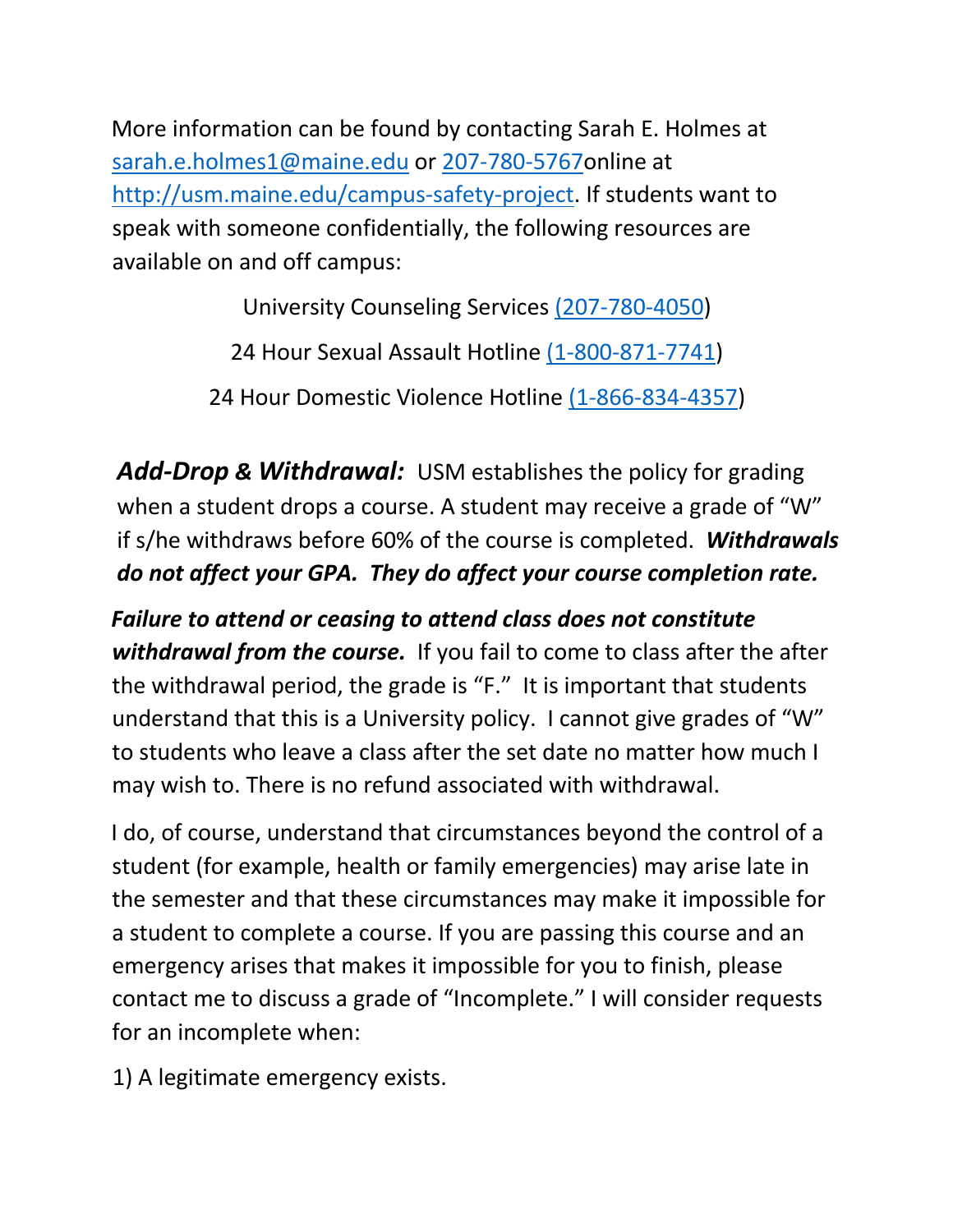More information can be found by contacting Sarah E. Holmes at sarah.e.holmes1@maine.edu or 207-780-5767online at http://usm.maine.edu/campus-safety-project. If students want to speak with someone confidentially, the following resources are available on and off campus:

University Counseling Services (207-780-4050)

24 Hour Sexual Assault Hotline (1-800-871-7741)

24 Hour Domestic Violence Hotline (1-866-834-4357)

***Add-Drop & Withdrawal:*** USM establishes the policy for grading when a student drops a course. A student may receive a grade of "W" if s/he withdraws before 60% of the course is completed. ***Withdrawals do not affect your GPA. They do affect your course completion rate.***

***Failure to attend or ceasing to attend class does not constitute withdrawal from the course.*** If you fail to come to class after the after the withdrawal period, the grade is "F." It is important that students understand that this is a University policy. I cannot give grades of "W" to students who leave a class after the set date no matter how much I may wish to. There is no refund associated with withdrawal.

I do, of course, understand that circumstances beyond the control of a student (for example, health or family emergencies) may arise late in the semester and that these circumstances may make it impossible for a student to complete a course. If you are passing this course and an emergency arises that makes it impossible for you to finish, please contact me to discuss a grade of "Incomplete." I will consider requests for an incomplete when:

1) A legitimate emergency exists.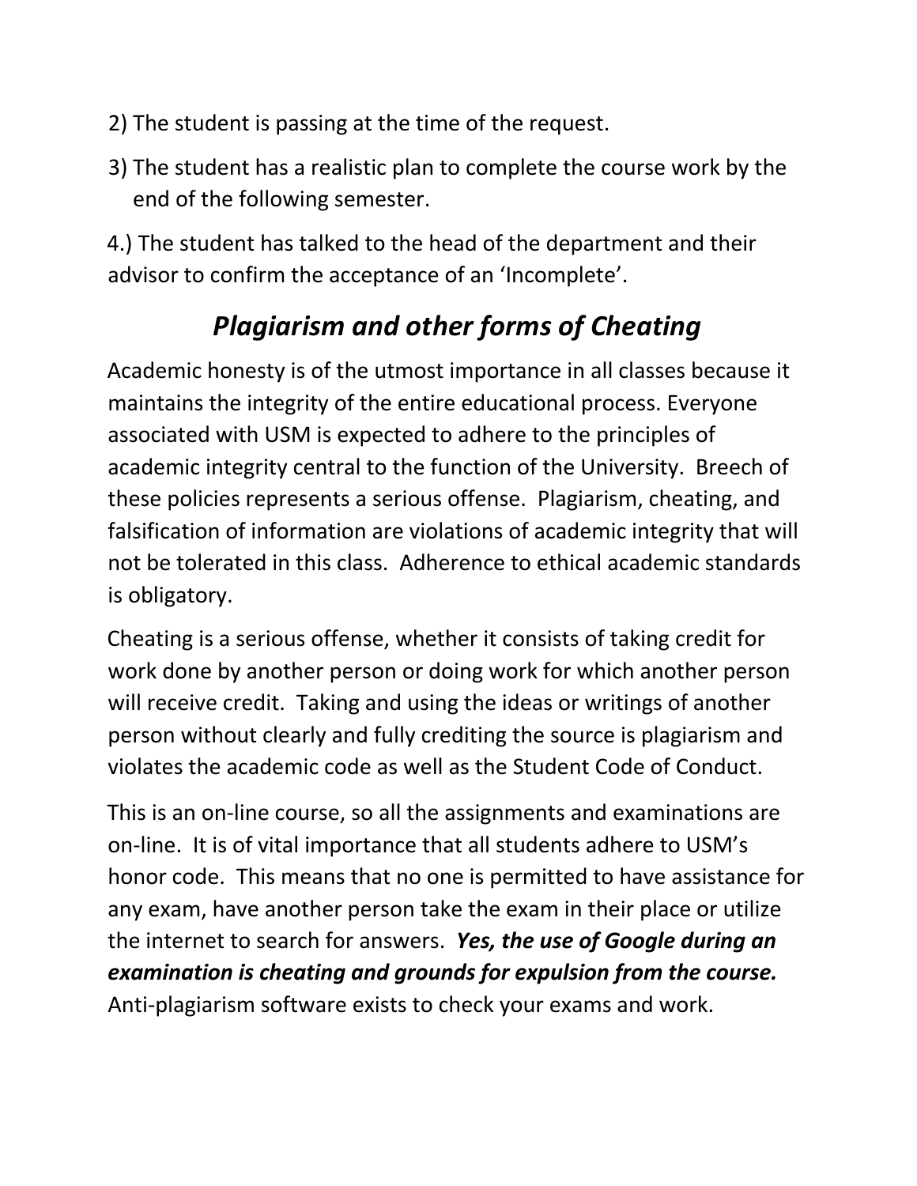2) The student is passing at the time of the request.

3) The student has a realistic plan to complete the course work by the end of the following semester.

4.) The student has talked to the head of the department and their advisor to confirm the acceptance of an 'Incomplete'.

## *Plagiarism and other forms of Cheating*

Academic honesty is of the utmost importance in all classes because it maintains the integrity of the entire educational process. Everyone associated with USM is expected to adhere to the principles of academic integrity central to the function of the University. Breech of these policies represents a serious offense. Plagiarism, cheating, and falsification of information are violations of academic integrity that will not be tolerated in this class. Adherence to ethical academic standards is obligatory.

Cheating is a serious offense, whether it consists of taking credit for work done by another person or doing work for which another person will receive credit. Taking and using the ideas or writings of another person without clearly and fully crediting the source is plagiarism and violates the academic code as well as the Student Code of Conduct.

This is an on-line course, so all the assignments and examinations are on-line. It is of vital importance that all students adhere to USM's honor code. This means that no one is permitted to have assistance for any exam, have another person take the exam in their place or utilize the internet to search for answers. ***Yes, the use of Google during an examination is cheating and grounds for expulsion from the course.*** Anti-plagiarism software exists to check your exams and work.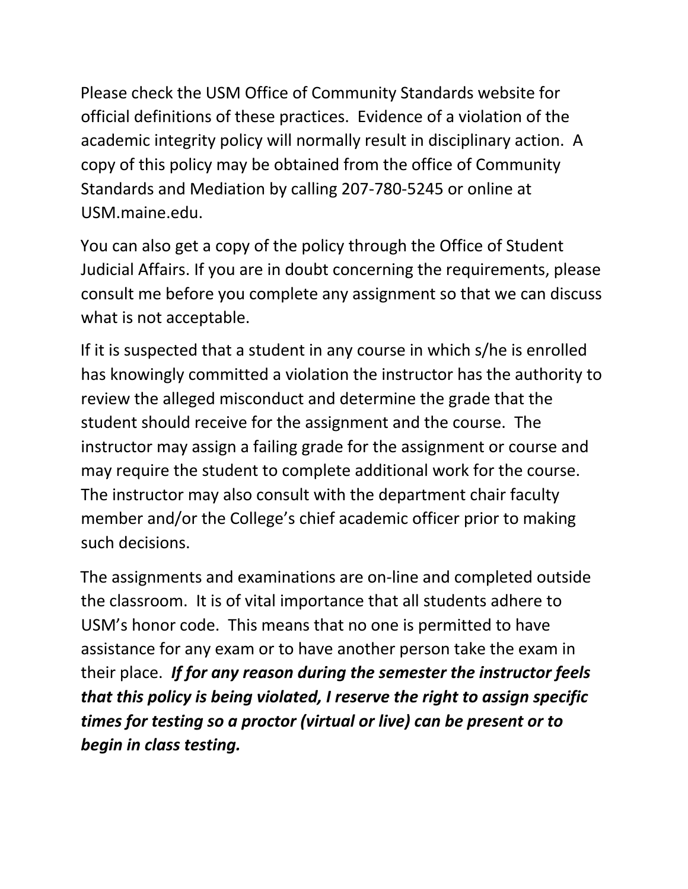Please check the USM Office of Community Standards website for official definitions of these practices. Evidence of a violation of the academic integrity policy will normally result in disciplinary action. A copy of this policy may be obtained from the office of Community Standards and Mediation by calling 207-780-5245 or online at USM.maine.edu.

You can also get a copy of the policy through the Office of Student Judicial Affairs. If you are in doubt concerning the requirements, please consult me before you complete any assignment so that we can discuss what is not acceptable.

If it is suspected that a student in any course in which s/he is enrolled has knowingly committed a violation the instructor has the authority to review the alleged misconduct and determine the grade that the student should receive for the assignment and the course. The instructor may assign a failing grade for the assignment or course and may require the student to complete additional work for the course. The instructor may also consult with the department chair faculty member and/or the College's chief academic officer prior to making such decisions.

The assignments and examinations are on-line and completed outside the classroom. It is of vital importance that all students adhere to USM's honor code. This means that no one is permitted to have assistance for any exam or to have another person take the exam in their place. ***If for any reason during the semester the instructor feels that this policy is being violated, I reserve the right to assign specific times for testing so a proctor (virtual or live) can be present or to begin in class testing.***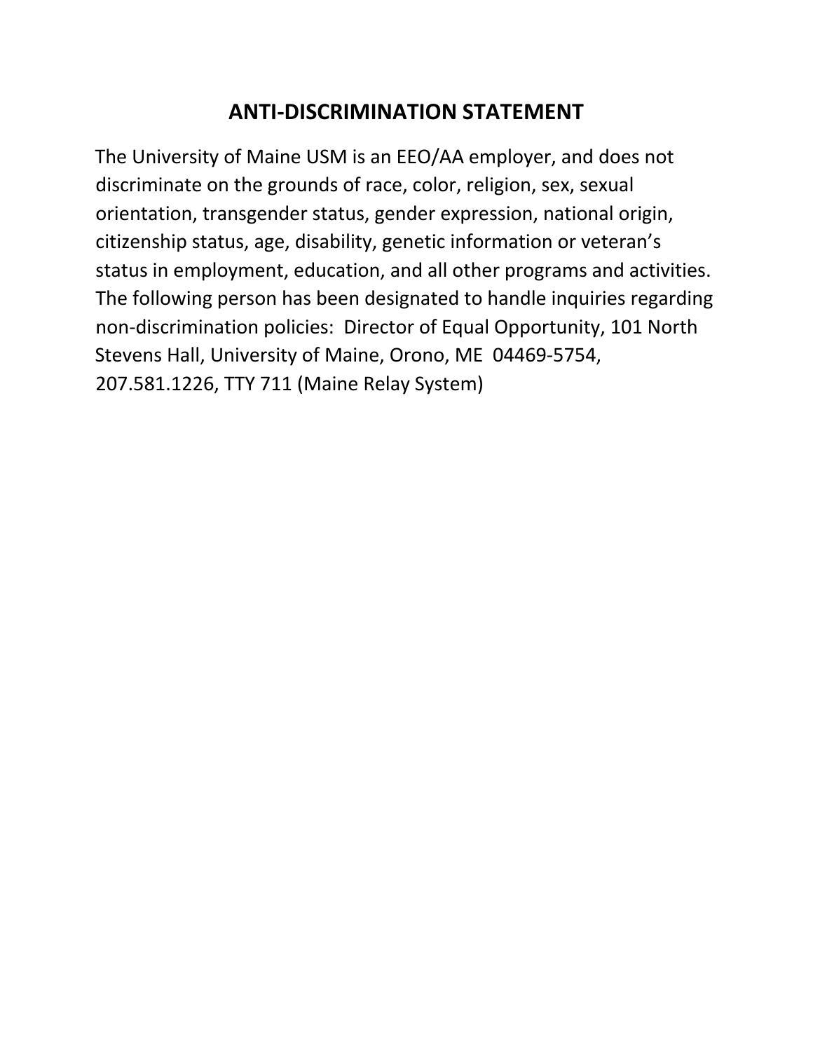# ANTI-DISCRIMINATION STATEMENT

The University of Maine USM is an EEO/AA employer, and does not discriminate on the grounds of race, color, religion, sex, sexual orientation, transgender status, gender expression, national origin, citizenship status, age, disability, genetic information or veteran's status in employment, education, and all other programs and activities. The following person has been designated to handle inquiries regarding non-discrimination policies: Director of Equal Opportunity, 101 North Stevens Hall, University of Maine, Orono, ME 04469-5754, 207.581.1226, TTY 711 (Maine Relay System)